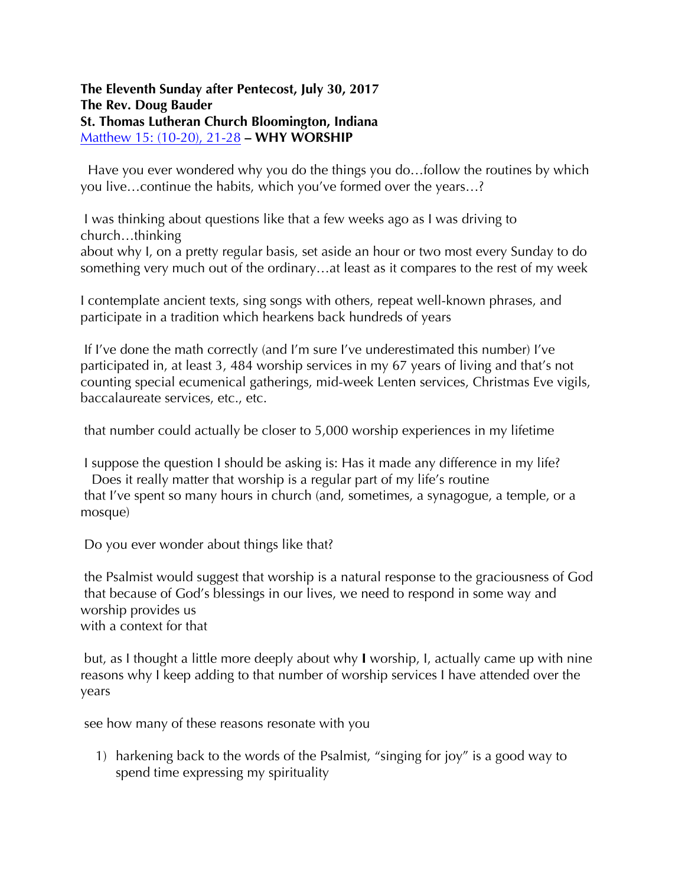**The Eleventh Sunday after Pentecost, July 30, 2017**
**The Rev. Doug Bauder**
**St. Thomas Lutheran Church Bloomington, Indiana**
[Matthew 15: (10-20), 21-28](#) **– WHY WORSHIP**

Have you ever wondered why you do the things you do…follow the routines by which you live…continue the habits, which you've formed over the years…?

I was thinking about questions like that a few weeks ago as I was driving to church…thinking
about why I, on a pretty regular basis, set aside an hour or two most every Sunday to do something very much out of the ordinary…at least as it compares to the rest of my week

I contemplate ancient texts, sing songs with others, repeat well-known phrases, and participate in a tradition which hearkens back hundreds of years

If I've done the math correctly (and I'm sure I've underestimated this number) I've participated in, at least 3, 484 worship services in my 67 years of living and that's not counting special ecumenical gatherings, mid-week Lenten services, Christmas Eve vigils, baccalaureate services, etc., etc.

that number could actually be closer to 5,000 worship experiences in my lifetime

I suppose the question I should be asking is: Has it made any difference in my life?
Does it really matter that worship is a regular part of my life's routine
that I've spent so many hours in church (and, sometimes, a synagogue, a temple, or a mosque)

Do you ever wonder about things like that?

the Psalmist would suggest that worship is a natural response to the graciousness of God
that because of God's blessings in our lives, we need to respond in some way and worship provides us
with a context for that

but, as I thought a little more deeply about why **I** worship, I, actually came up with nine reasons why I keep adding to that number of worship services I have attended over the years

see how many of these reasons resonate with you

1) harkening back to the words of the Psalmist, "singing for joy" is a good way to spend time expressing my spirituality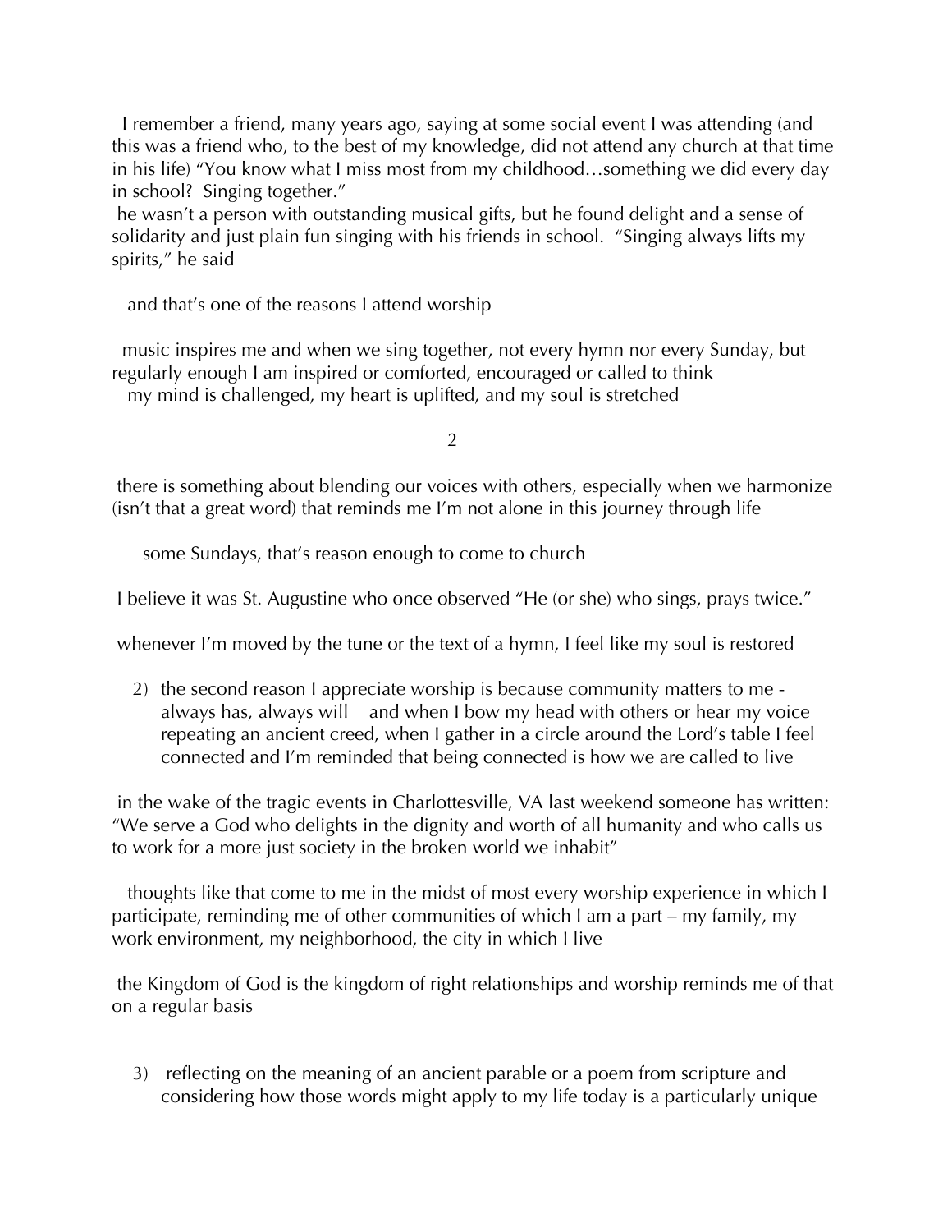I remember a friend, many years ago, saying at some social event I was attending (and this was a friend who, to the best of my knowledge, did not attend any church at that time in his life) "You know what I miss most from my childhood…something we did every day in school? Singing together."

he wasn't a person with outstanding musical gifts, but he found delight and a sense of solidarity and just plain fun singing with his friends in school. "Singing always lifts my spirits," he said

and that's one of the reasons I attend worship

music inspires me and when we sing together, not every hymn nor every Sunday, but regularly enough I am inspired or comforted, encouraged or called to think

my mind is challenged, my heart is uplifted, and my soul is stretched

there is something about blending our voices with others, especially when we harmonize (isn't that a great word) that reminds me I'm not alone in this journey through life

some Sundays, that's reason enough to come to church

I believe it was St. Augustine who once observed "He (or she) who sings, prays twice."

whenever I'm moved by the tune or the text of a hymn, I feel like my soul is restored

2) the second reason I appreciate worship is because community matters to me - always has, always will and when I bow my head with others or hear my voice repeating an ancient creed, when I gather in a circle around the Lord's table I feel connected and I'm reminded that being connected is how we are called to live

in the wake of the tragic events in Charlottesville, VA last weekend someone has written: "We serve a God who delights in the dignity and worth of all humanity and who calls us to work for a more just society in the broken world we inhabit"

thoughts like that come to me in the midst of most every worship experience in which I participate, reminding me of other communities of which I am a part – my family, my work environment, my neighborhood, the city in which I live

the Kingdom of God is the kingdom of right relationships and worship reminds me of that on a regular basis

3) reflecting on the meaning of an ancient parable or a poem from scripture and considering how those words might apply to my life today is a particularly unique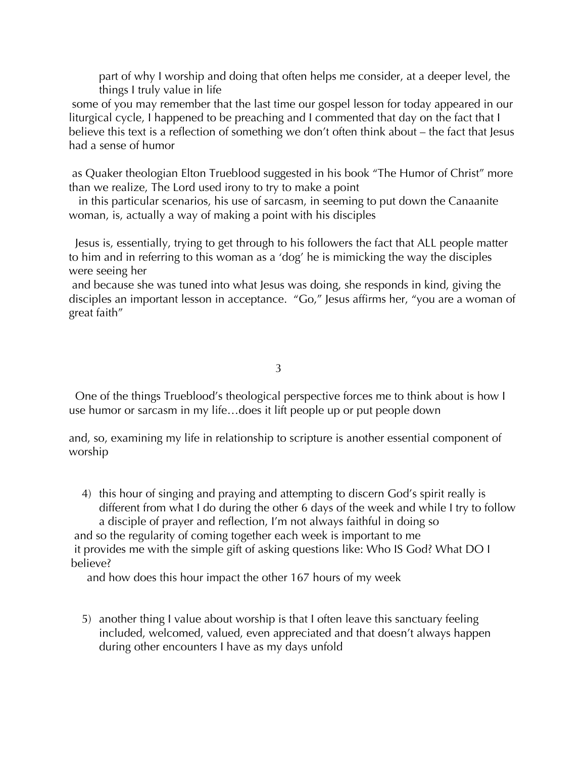part of why I worship and doing that often helps me consider, at a deeper level, the things I truly value in life

some of you may remember that the last time our gospel lesson for today appeared in our liturgical cycle, I happened to be preaching and I commented that day on the fact that I believe this text is a reflection of something we don't often think about – the fact that Jesus had a sense of humor

as Quaker theologian Elton Trueblood suggested in his book "The Humor of Christ" more than we realize, The Lord used irony to try to make a point

in this particular scenarios, his use of sarcasm, in seeming to put down the Canaanite woman, is, actually a way of making a point with his disciples

Jesus is, essentially, trying to get through to his followers the fact that ALL people matter to him and in referring to this woman as a 'dog' he is mimicking the way the disciples were seeing her

and because she was tuned into what Jesus was doing, she responds in kind, giving the disciples an important lesson in acceptance. "Go," Jesus affirms her, "you are a woman of great faith"

One of the things Trueblood's theological perspective forces me to think about is how I use humor or sarcasm in my life…does it lift people up or put people down

and, so, examining my life in relationship to scripture is another essential component of worship

4) this hour of singing and praying and attempting to discern God's spirit really is different from what I do during the other 6 days of the week and while I try to follow a disciple of prayer and reflection, I'm not always faithful in doing so

and so the regularity of coming together each week is important to me

it provides me with the simple gift of asking questions like: Who IS God? What DO I believe?

and how does this hour impact the other 167 hours of my week

5) another thing I value about worship is that I often leave this sanctuary feeling included, welcomed, valued, even appreciated and that doesn't always happen during other encounters I have as my days unfold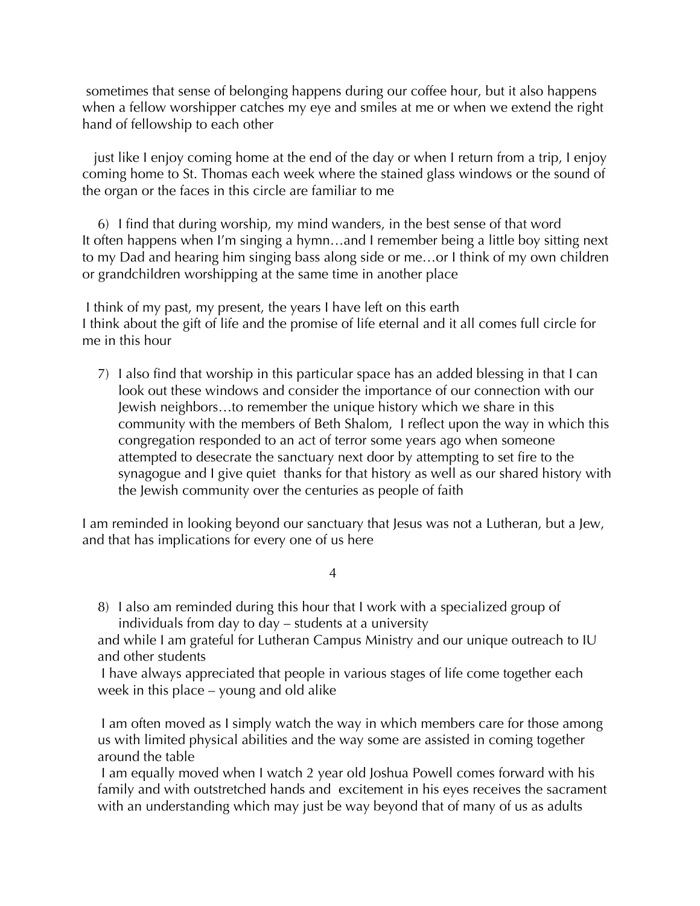sometimes that sense of belonging happens during our coffee hour, but it also happens when a fellow worshipper catches my eye and smiles at me or when we extend the right hand of fellowship to each other

just like I enjoy coming home at the end of the day or when I return from a trip, I enjoy coming home to St. Thomas each week where the stained glass windows or the sound of the organ or the faces in this circle are familiar to me

6) I find that during worship, my mind wanders, in the best sense of that word
It often happens when I'm singing a hymn…and I remember being a little boy sitting next to my Dad and hearing him singing bass along side or me…or I think of my own children or grandchildren worshipping at the same time in another place

I think of my past, my present, the years I have left on this earth
I think about the gift of life and the promise of life eternal and it all comes full circle for me in this hour

7) I also find that worship in this particular space has an added blessing in that I can look out these windows and consider the importance of our connection with our Jewish neighbors…to remember the unique history which we share in this community with the members of Beth Shalom, I reflect upon the way in which this congregation responded to an act of terror some years ago when someone attempted to desecrate the sanctuary next door by attempting to set fire to the synagogue and I give quiet thanks for that history as well as our shared history with the Jewish community over the centuries as people of faith

I am reminded in looking beyond our sanctuary that Jesus was not a Lutheran, but a Jew, and that has implications for every one of us here

8) I also am reminded during this hour that I work with a specialized group of individuals from day to day – students at a university
and while I am grateful for Lutheran Campus Ministry and our unique outreach to IU and other students
I have always appreciated that people in various stages of life come together each week in this place – young and old alike

I am often moved as I simply watch the way in which members care for those among us with limited physical abilities and the way some are assisted in coming together around the table
I am equally moved when I watch 2 year old Joshua Powell comes forward with his family and with outstretched hands and excitement in his eyes receives the sacrament with an understanding which may just be way beyond that of many of us as adults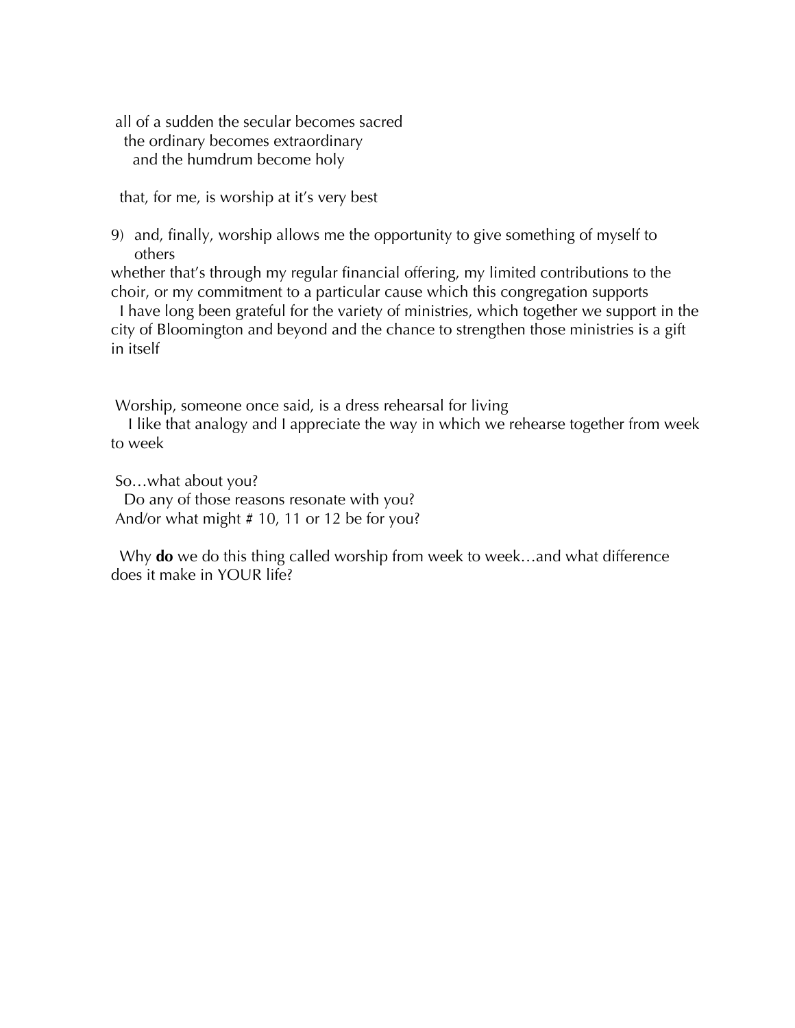all of a sudden the secular becomes sacred
the ordinary becomes extraordinary
and the humdrum become holy

that, for me, is worship at it's very best

9) and, finally, worship allows me the opportunity to give something of myself to others
whether that's through my regular financial offering, my limited contributions to the choir, or my commitment to a particular cause which this congregation supports
I have long been grateful for the variety of ministries, which together we support in the city of Bloomington and beyond and the chance to strengthen those ministries is a gift in itself

Worship, someone once said, is a dress rehearsal for living
I like that analogy and I appreciate the way in which we rehearse together from week to week

So…what about you?
Do any of those reasons resonate with you?
And/or what might # 10, 11 or 12 be for you?

Why **do** we do this thing called worship from week to week…and what difference does it make in YOUR life?